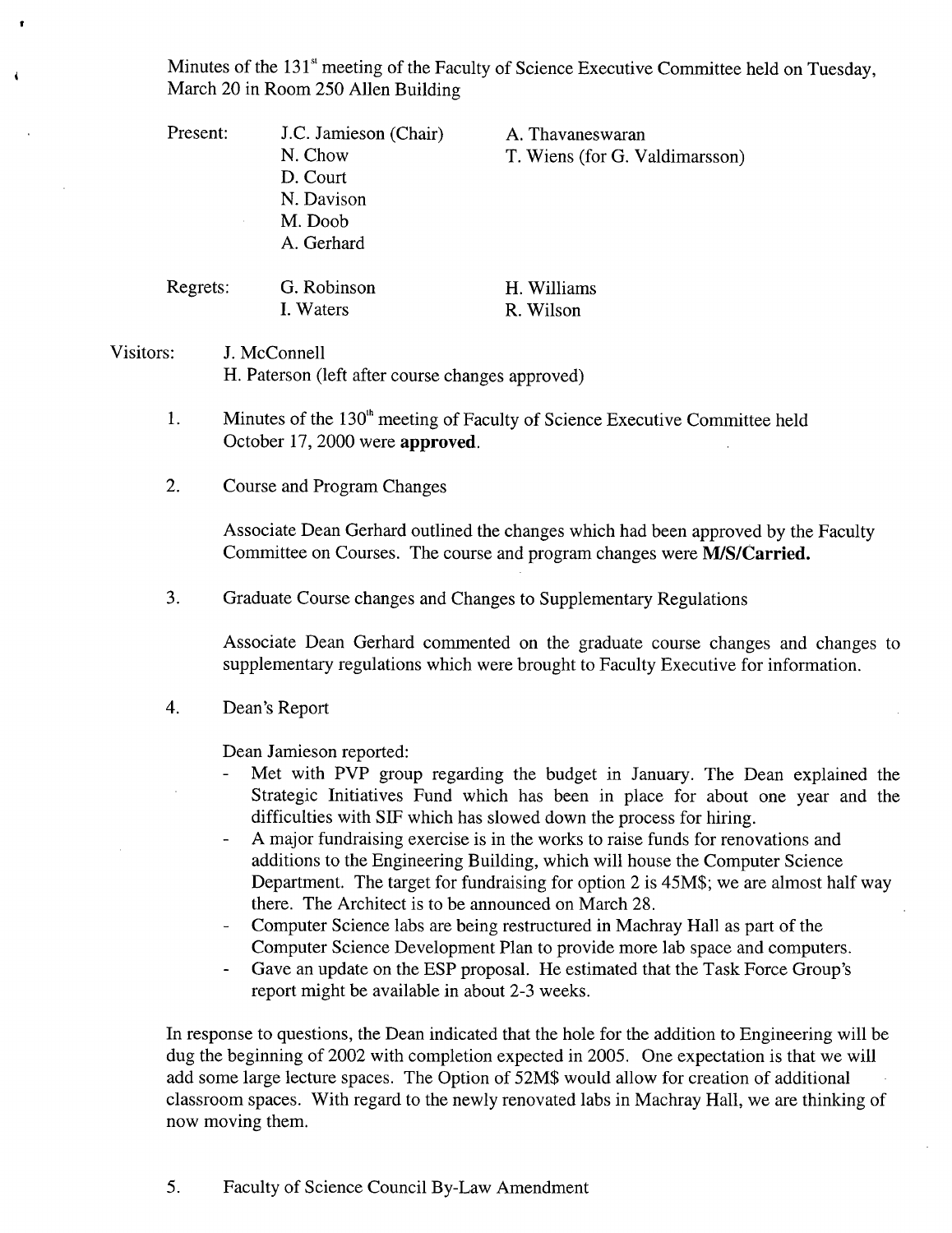Minutes of the 131st meeting of the Faculty of Science Executive Committee held on Tuesday, March 20 in Room 250 Allen Building

| | | |
|---|---|---|
| Present: | J.C. Jamieson (Chair) | A. Thavaneswaran |
| | N. Chow | T. Wiens (for G. Valdimarsson) |
| | D. Court | |
| | N. Davison | |
| | M. Doob | |
| | A. Gerhard | |
| Regrets: | G. Robinson | H. Williams |
| | I. Waters | R. Wilson |

Visitors: J. McConnell
H. Paterson (left after course changes approved)

1. Minutes of the 130th meeting of Faculty of Science Executive Committee held October 17, 2000 were **approved**.

2. Course and Program Changes

   Associate Dean Gerhard outlined the changes which had been approved by the Faculty Committee on Courses. The course and program changes were **M/S/Carried.**

3. Graduate Course changes and Changes to Supplementary Regulations

   Associate Dean Gerhard commented on the graduate course changes and changes to supplementary regulations which were brought to Faculty Executive for information.

4. Dean's Report

   Dean Jamieson reported:
   - Met with PVP group regarding the budget in January. The Dean explained the Strategic Initiatives Fund which has been in place for about one year and the difficulties with SIF which has slowed down the process for hiring.
   - A major fundraising exercise is in the works to raise funds for renovations and additions to the Engineering Building, which will house the Computer Science Department. The target for fundraising for option 2 is 45M$; we are almost half way there. The Architect is to be announced on March 28.
   - Computer Science labs are being restructured in Machray Hall as part of the Computer Science Development Plan to provide more lab space and computers.
   - Gave an update on the ESP proposal. He estimated that the Task Force Group's report might be available in about 2-3 weeks.

In response to questions, the Dean indicated that the hole for the addition to Engineering will be dug the beginning of 2002 with completion expected in 2005. One expectation is that we will add some large lecture spaces. The Option of 52M$ would allow for creation of additional classroom spaces. With regard to the newly renovated labs in Machray Hall, we are thinking of now moving them.

5. Faculty of Science Council By-Law Amendment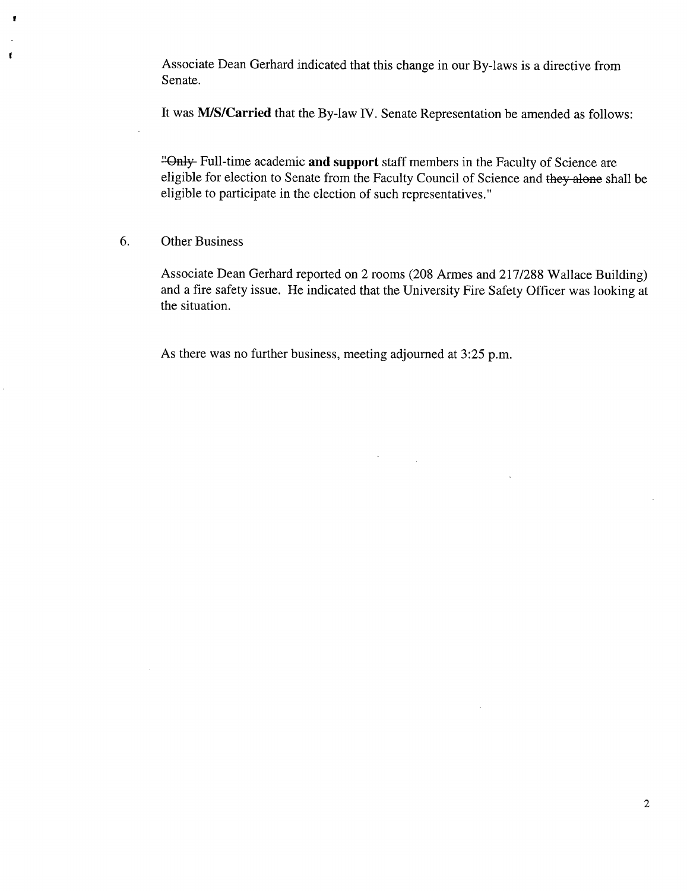Associate Dean Gerhard indicated that this change in our By-laws is a directive from Senate.

It was **M/S/Carried** that the By-law IV. Senate Representation be amended as follows:

"~~Only~~ Full-time academic **and support** staff members in the Faculty of Science are eligible for election to Senate from the Faculty Council of Science and ~~they alone~~ shall be eligible to participate in the election of such representatives."

6. Other Business

Associate Dean Gerhard reported on 2 rooms (208 Armes and 217/288 Wallace Building) and a fire safety issue. He indicated that the University Fire Safety Officer was looking at the situation.

As there was no further business, meeting adjourned at 3:25 p.m.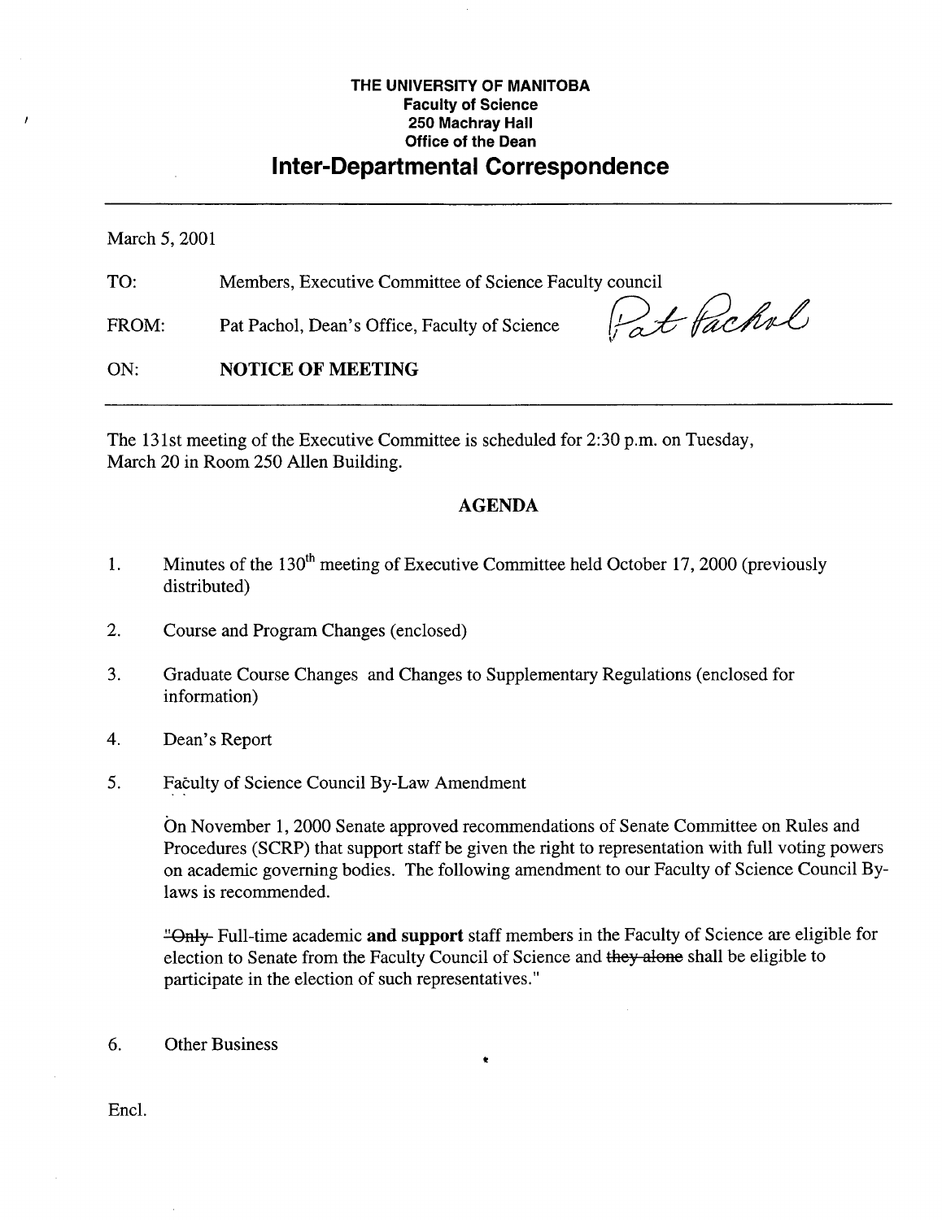**THE UNIVERSITY OF MANITOBA**
**Faculty of Science**
**250 Machray Hall**
**Office of the Dean**

# Inter-Departmental Correspondence

---

March 5, 2001

TO: Members, Executive Committee of Science Faculty council

FROM: Pat Pachol, Dean's Office, Faculty of Science *Pat Pachol*

ON: **NOTICE OF MEETING**

---

The 131st meeting of the Executive Committee is scheduled for 2:30 p.m. on Tuesday, March 20 in Room 250 Allen Building.

## AGENDA

1. Minutes of the 130th meeting of Executive Committee held October 17, 2000 (previously distributed)

2. Course and Program Changes (enclosed)

3. Graduate Course Changes and Changes to Supplementary Regulations (enclosed for information)

4. Dean's Report

5. Faculty of Science Council By-Law Amendment

   On November 1, 2000 Senate approved recommendations of Senate Committee on Rules and Procedures (SCRP) that support staff be given the right to representation with full voting powers on academic governing bodies. The following amendment to our Faculty of Science Council By-laws is recommended.

   "~~Only~~ Full-time academic **and support** staff members in the Faculty of Science are eligible for election to Senate from the Faculty Council of Science and ~~they alone~~ shall be eligible to participate in the election of such representatives."

6. Other Business

Encl.